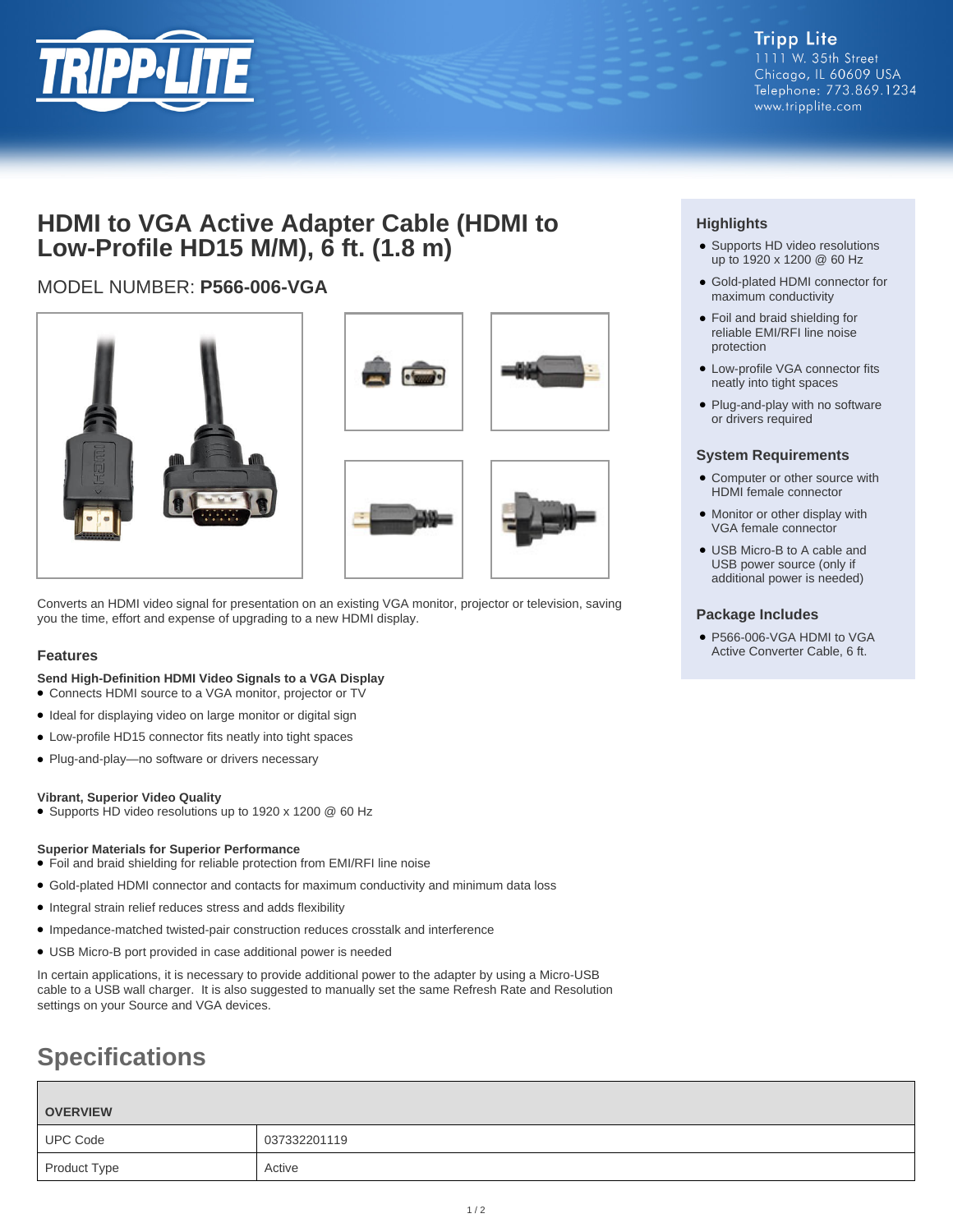Tripp Lite
1111 W. 35th Street
Chicago, IL 60609 USA
Telephone: 773.869.1234
www.tripplite.com

# HDMI to VGA Active Adapter Cable (HDMI to Low-Profile HD15 M/M), 6 ft. (1.8 m)

MODEL NUMBER: **P566-006-VGA**

Converts an HDMI video signal for presentation on an existing VGA monitor, projector or television, saving you the time, effort and expense of upgrading to a new HDMI display.

## Features

**Send High-Definition HDMI Video Signals to a VGA Display**

- Connects HDMI source to a VGA monitor, projector or TV
- Ideal for displaying video on large monitor or digital sign
- Low-profile HD15 connector fits neatly into tight spaces
- Plug-and-play—no software or drivers necessary

**Vibrant, Superior Video Quality**

- Supports HD video resolutions up to 1920 x 1200 @ 60 Hz

**Superior Materials for Superior Performance**

- Foil and braid shielding for reliable protection from EMI/RFI line noise
- Gold-plated HDMI connector and contacts for maximum conductivity and minimum data loss
- Integral strain relief reduces stress and adds flexibility
- Impedance-matched twisted-pair construction reduces crosstalk and interference
- USB Micro-B port provided in case additional power is needed

In certain applications, it is necessary to provide additional power to the adapter by using a Micro-USB cable to a USB wall charger. It is also suggested to manually set the same Refresh Rate and Resolution settings on your Source and VGA devices.

## Highlights

- Supports HD video resolutions up to 1920 x 1200 @ 60 Hz
- Gold-plated HDMI connector for maximum conductivity
- Foil and braid shielding for reliable EMI/RFI line noise protection
- Low-profile VGA connector fits neatly into tight spaces
- Plug-and-play with no software or drivers required

## System Requirements

- Computer or other source with HDMI female connector
- Monitor or other display with VGA female connector
- USB Micro-B to A cable and USB power source (only if additional power is needed)

## Package Includes

- P566-006-VGA HDMI to VGA Active Converter Cable, 6 ft.

# Specifications

| OVERVIEW | |
|---|---|
| UPC Code | 037332201119 |
| Product Type | Active |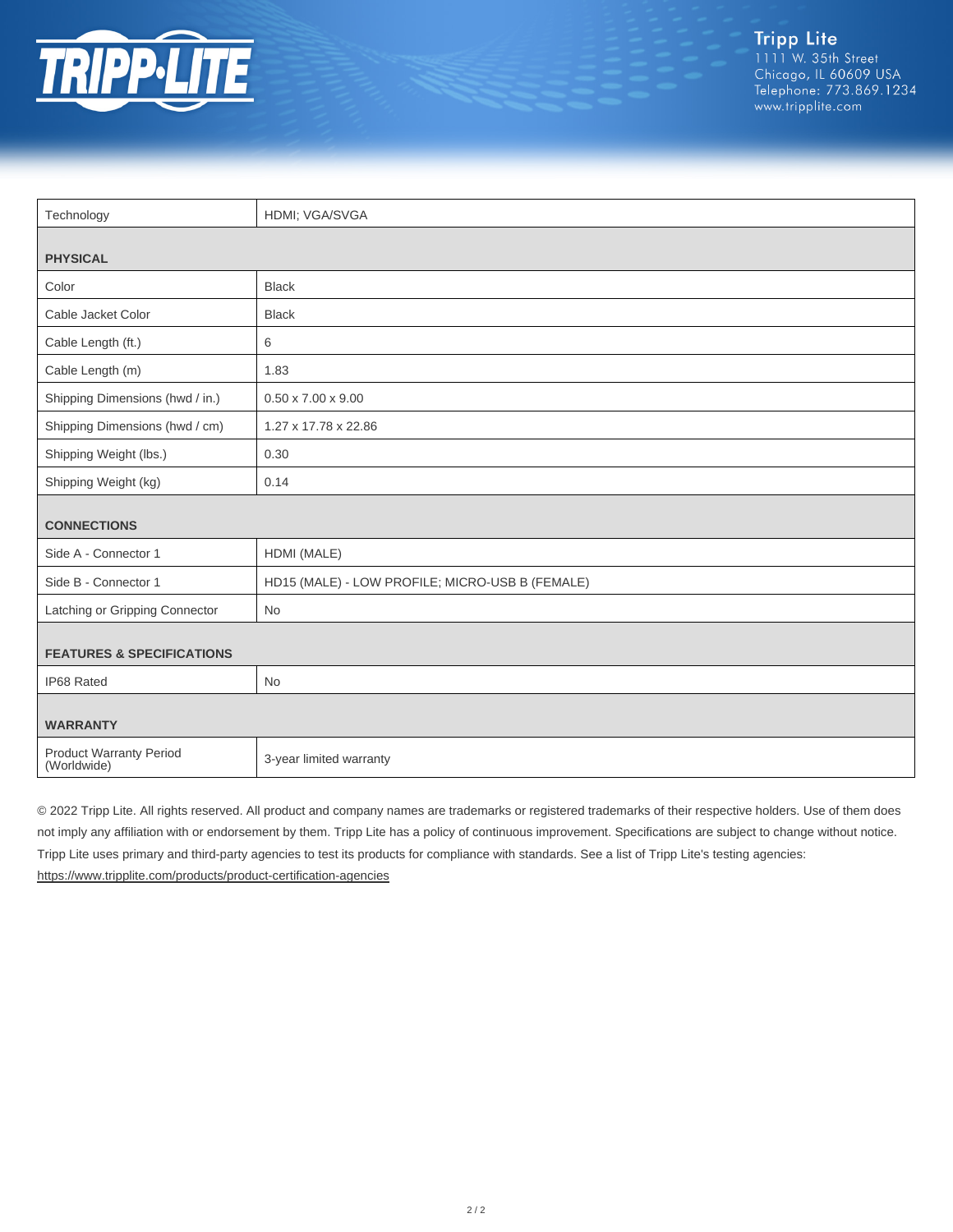Tripp Lite
1111 W. 35th Street
Chicago, IL 60609 USA
Telephone: 773.869.1234
www.tripplite.com

| | |
|---|---|
| Technology | HDMI; VGA/SVGA |
| **PHYSICAL** | |
| Color | Black |
| Cable Jacket Color | Black |
| Cable Length (ft.) | 6 |
| Cable Length (m) | 1.83 |
| Shipping Dimensions (hwd / in.) | 0.50 x 7.00 x 9.00 |
| Shipping Dimensions (hwd / cm) | 1.27 x 17.78 x 22.86 |
| Shipping Weight (lbs.) | 0.30 |
| Shipping Weight (kg) | 0.14 |
| **CONNECTIONS** | |
| Side A - Connector 1 | HDMI (MALE) |
| Side B - Connector 1 | HD15 (MALE) - LOW PROFILE; MICRO-USB B (FEMALE) |
| Latching or Gripping Connector | No |
| **FEATURES & SPECIFICATIONS** | |
| IP68 Rated | No |
| **WARRANTY** | |
| Product Warranty Period (Worldwide) | 3-year limited warranty |

© 2022 Tripp Lite. All rights reserved. All product and company names are trademarks or registered trademarks of their respective holders. Use of them does not imply any affiliation with or endorsement by them. Tripp Lite has a policy of continuous improvement. Specifications are subject to change without notice. Tripp Lite uses primary and third-party agencies to test its products for compliance with standards. See a list of Tripp Lite's testing agencies: https://www.tripplite.com/products/product-certification-agencies